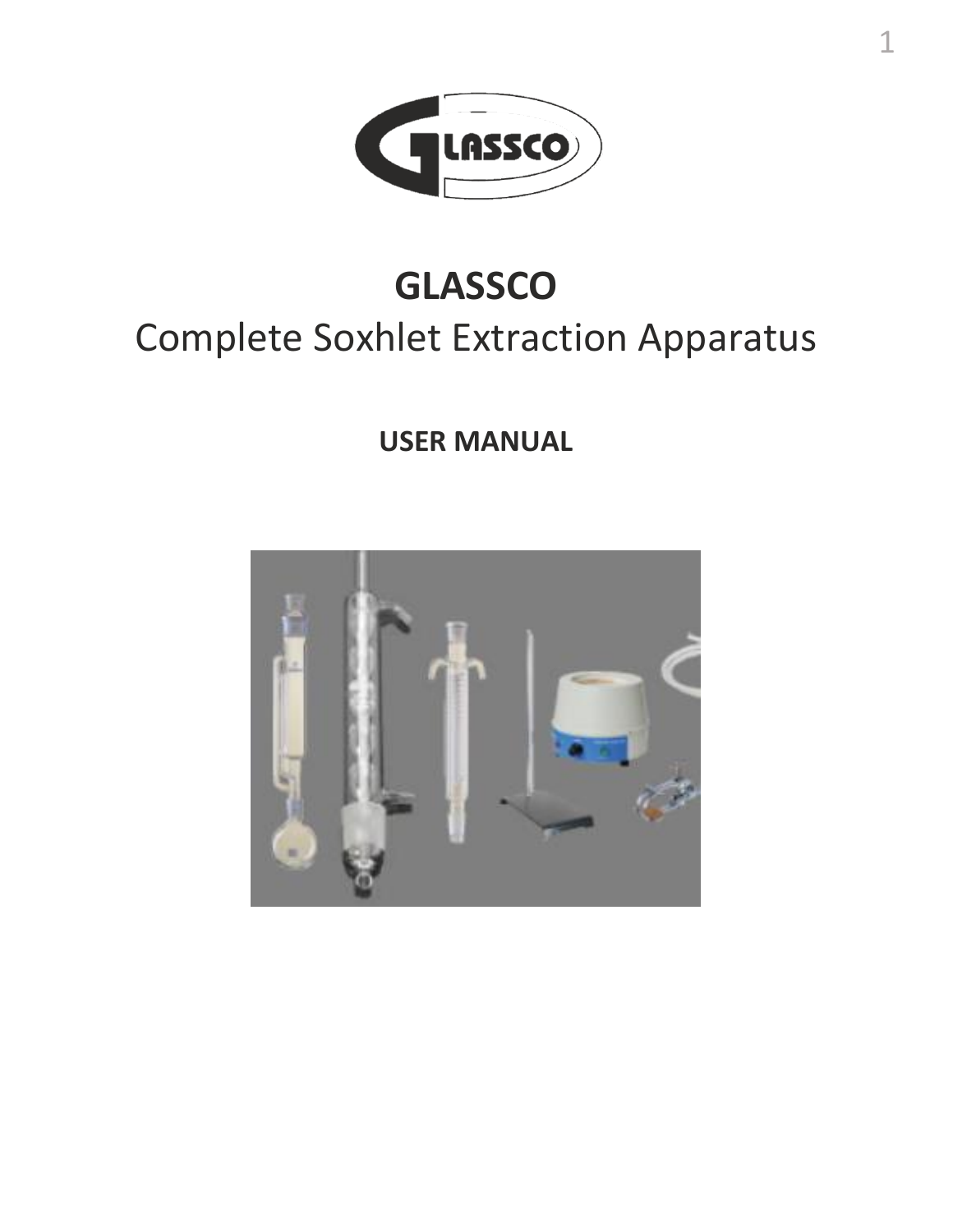# GLASSCO

## Complete Soxhlet Extraction Apparatus

**USER MANUAL**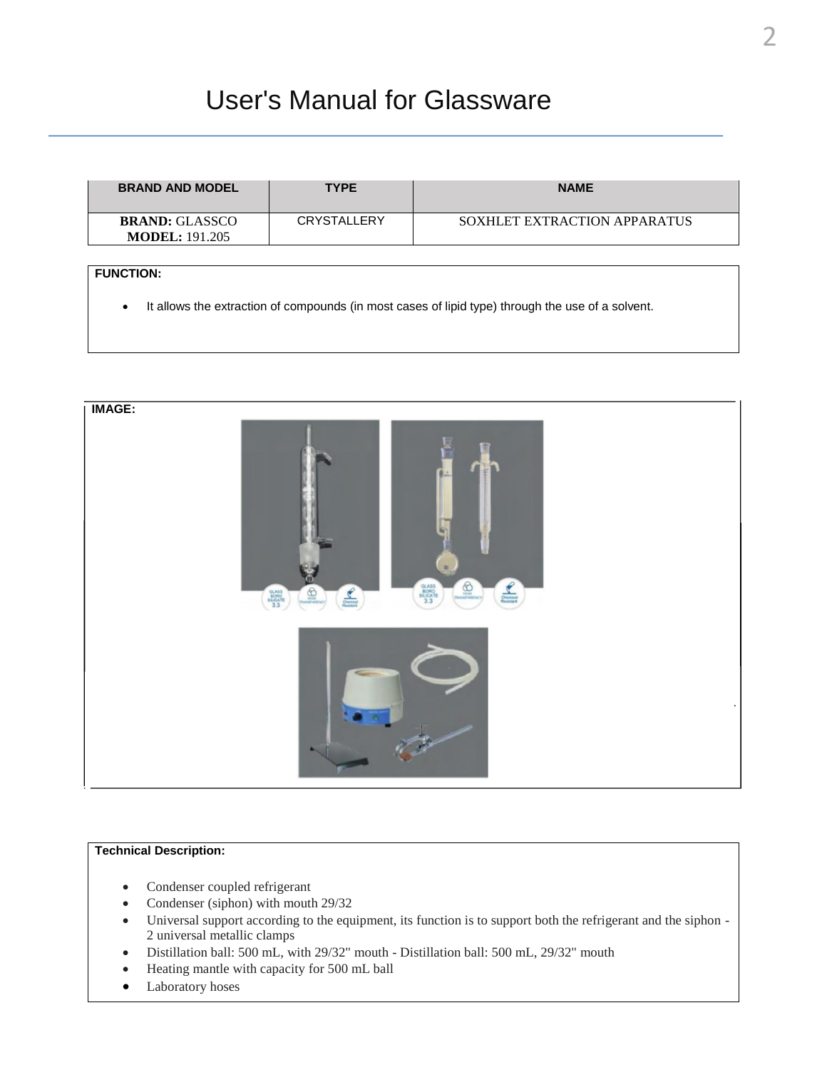# User's Manual for Glassware

| BRAND AND MODEL | TYPE | NAME |
|---|---|---|
| **BRAND:** GLASSCO **MODEL:** 191.205 | CRYSTALLERY | SOXHLET EXTRACTION APPARATUS |

**FUNCTION:**

- It allows the extraction of compounds (in most cases of lipid type) through the use of a solvent.

**IMAGE:**

**Technical Description:**

- Condenser coupled refrigerant
- Condenser (siphon) with mouth 29/32
- Universal support according to the equipment, its function is to support both the refrigerant and the siphon - 2 universal metallic clamps
- Distillation ball: 500 mL, with 29/32" mouth - Distillation ball: 500 mL, 29/32" mouth
- Heating mantle with capacity for 500 mL ball
- Laboratory hoses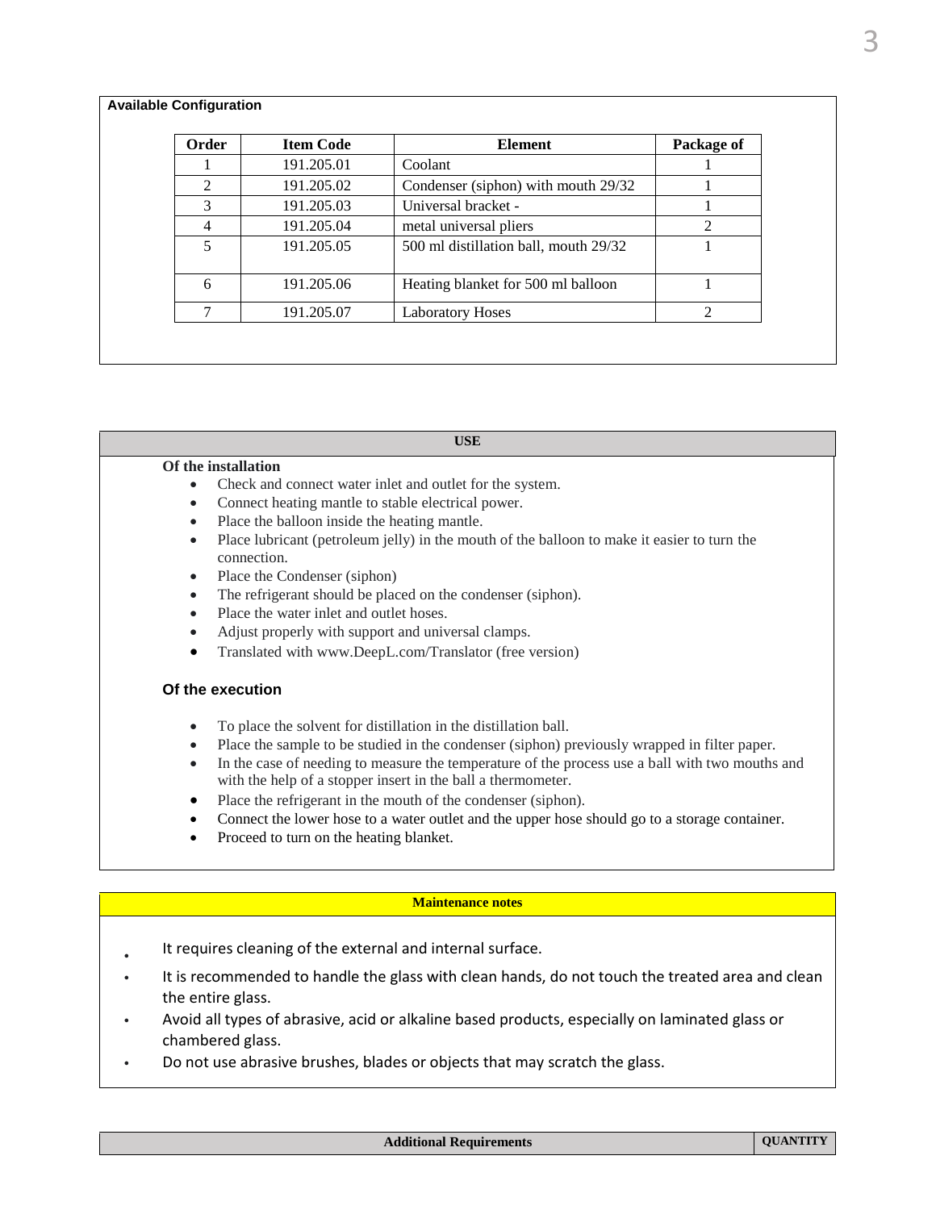**Available Configuration**

| Order | Item Code | Element | Package of |
|---|---|---|---|
| 1 | 191.205.01 | Coolant | 1 |
| 2 | 191.205.02 | Condenser (siphon) with mouth 29/32 | 1 |
| 3 | 191.205.03 | Universal bracket - | 1 |
| 4 | 191.205.04 | metal universal pliers | 2 |
| 5 | 191.205.05 | 500 ml distillation ball, mouth 29/32 | 1 |
| 6 | 191.205.06 | Heating blanket for 500 ml balloon | 1 |
| 7 | 191.205.07 | Laboratory Hoses | 2 |

## USE

**Of the installation**

- Check and connect water inlet and outlet for the system.
- Connect heating mantle to stable electrical power.
- Place the balloon inside the heating mantle.
- Place lubricant (petroleum jelly) in the mouth of the balloon to make it easier to turn the connection.
- Place the Condenser (siphon)
- The refrigerant should be placed on the condenser (siphon).
- Place the water inlet and outlet hoses.
- Adjust properly with support and universal clamps.
- Translated with www.DeepL.com/Translator (free version)

**Of the execution**

- To place the solvent for distillation in the distillation ball.
- Place the sample to be studied in the condenser (siphon) previously wrapped in filter paper.
- In the case of needing to measure the temperature of the process use a ball with two mouths and with the help of a stopper insert in the ball a thermometer.
- Place the refrigerant in the mouth of the condenser (siphon).
- Connect the lower hose to a water outlet and the upper hose should go to a storage container.
- Proceed to turn on the heating blanket.

## Maintenance notes

- It requires cleaning of the external and internal surface.
- It is recommended to handle the glass with clean hands, do not touch the treated area and clean the entire glass.
- Avoid all types of abrasive, acid or alkaline based products, especially on laminated glass or chambered glass.
- Do not use abrasive brushes, blades or objects that may scratch the glass.

| Additional Requirements | QUANTITY |
|---|---|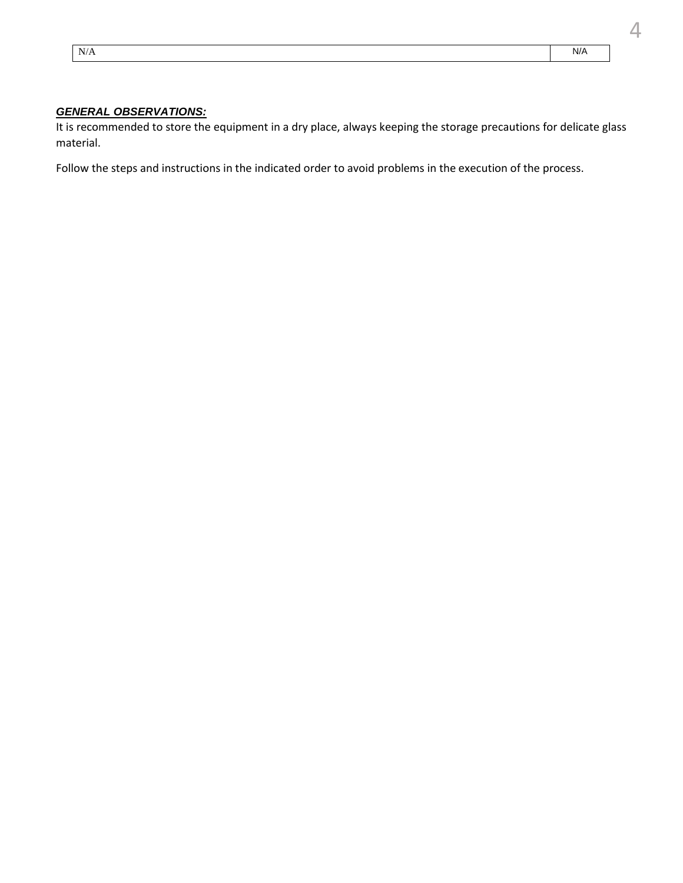| | |
|---|---|
| N/A | N/A |

***GENERAL OBSERVATIONS:***

It is recommended to store the equipment in a dry place, always keeping the storage precautions for delicate glass material.

Follow the steps and instructions in the indicated order to avoid problems in the execution of the process.